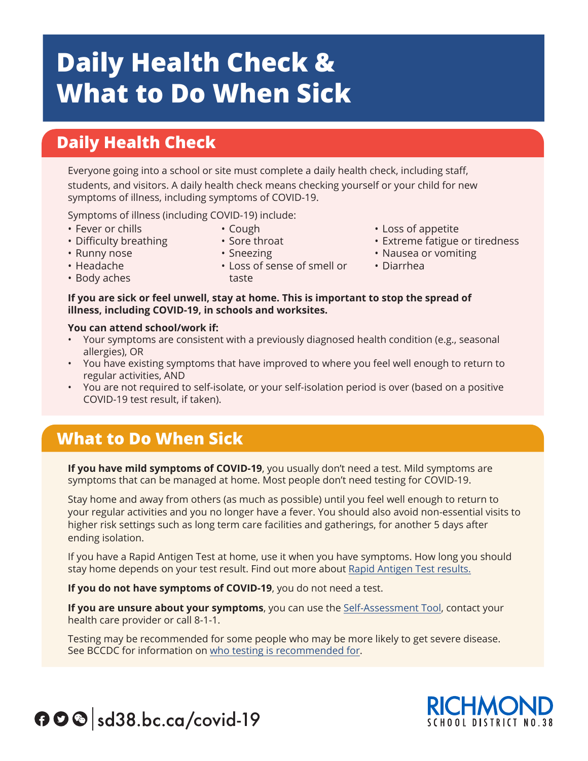# Daily Health Check & What to Do When Sick

## Daily Health Check

Everyone going into a school or site must complete a daily health check, including staff, students, and visitors. A daily health check means checking yourself or your child for new symptoms of illness, including symptoms of COVID-19.

Symptoms of illness (including COVID-19) include:

- Fever or chills
- Difficulty breathing
- Runny nose
- Headache
- Body aches
- Cough
- Sore throat
- Sneezing
- Loss of sense of smell or taste
- Loss of appetite
- Extreme fatigue or tiredness
- Nausea or vomiting
- Diarrhea

**If you are sick or feel unwell, stay at home. This is important to stop the spread of illness, including COVID-19, in schools and worksites.**

**You can attend school/work if:**

- Your symptoms are consistent with a previously diagnosed health condition (e.g., seasonal allergies), OR
- You have existing symptoms that have improved to where you feel well enough to return to regular activities, AND
- You are not required to self-isolate, or your self-isolation period is over (based on a positive COVID-19 test result, if taken).

## What to Do When Sick

**If you have mild symptoms of COVID-19**, you usually don't need a test. Mild symptoms are symptoms that can be managed at home. Most people don't need testing for COVID-19.

Stay home and away from others (as much as possible) until you feel well enough to return to your regular activities and you no longer have a fever. You should also avoid non-essential visits to higher risk settings such as long term care facilities and gatherings, for another 5 days after ending isolation.

If you have a Rapid Antigen Test at home, use it when you have symptoms. How long you should stay home depends on your test result. Find out more about Rapid Antigen Test results.

**If you do not have symptoms of COVID-19**, you do not need a test.

**If you are unsure about your symptoms**, you can use the Self-Assessment Tool, contact your health care provider or call 8-1-1.

Testing may be recommended for some people who may be more likely to get severe disease. See BCCDC for information on who testing is recommended for.

sd38.bc.ca/covid-19

RICHMOND SCHOOL DISTRICT NO.38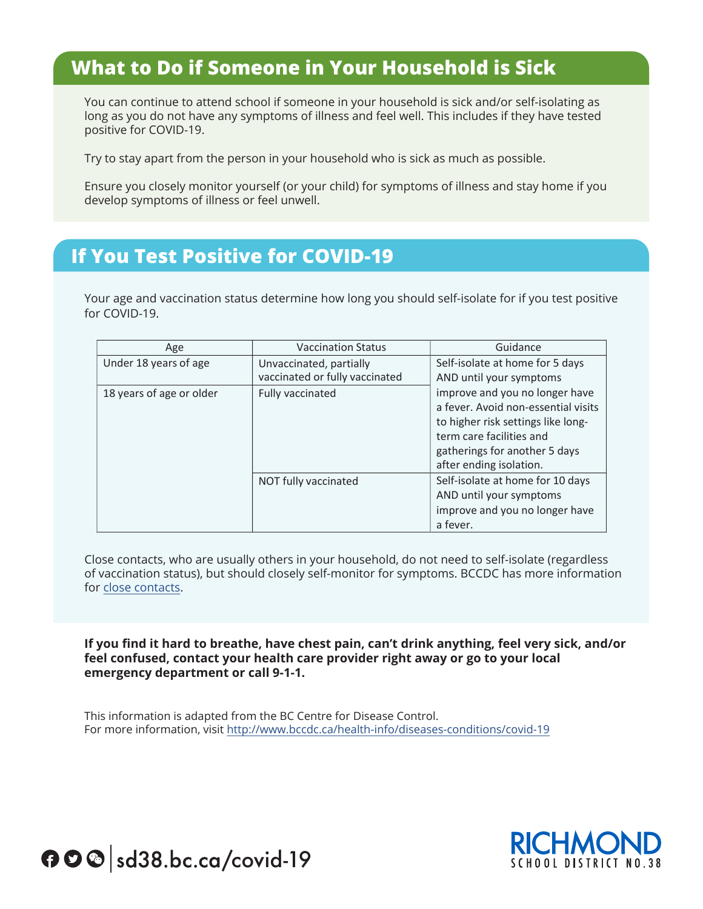## What to Do if Someone in Your Household is Sick

You can continue to attend school if someone in your household is sick and/or self-isolating as long as you do not have any symptoms of illness and feel well. This includes if they have tested positive for COVID-19.

Try to stay apart from the person in your household who is sick as much as possible.

Ensure you closely monitor yourself (or your child) for symptoms of illness and stay home if you develop symptoms of illness or feel unwell.

## If You Test Positive for COVID-19

Your age and vaccination status determine how long you should self-isolate for if you test positive for COVID-19.

| Age | Vaccination Status | Guidance |
|---|---|---|
| Under 18 years of age | Unvaccinated, partially vaccinated or fully vaccinated | Self-isolate at home for 5 days AND until your symptoms improve and you no longer have a fever. Avoid non-essential visits to higher risk settings like long-term care facilities and gatherings for another 5 days after ending isolation. |
| 18 years of age or older | Fully vaccinated | |
| | NOT fully vaccinated | Self-isolate at home for 10 days AND until your symptoms improve and you no longer have a fever. |

Close contacts, who are usually others in your household, do not need to self-isolate (regardless of vaccination status), but should closely self-monitor for symptoms. BCCDC has more information for close contacts.

**If you find it hard to breathe, have chest pain, can't drink anything, feel very sick, and/or feel confused, contact your health care provider right away or go to your local emergency department or call 9-1-1.**

This information is adapted from the BC Centre for Disease Control.
For more information, visit http://www.bccdc.ca/health-info/diseases-conditions/covid-19

sd38.bc.ca/covid-19

RICHMOND SCHOOL DISTRICT NO.38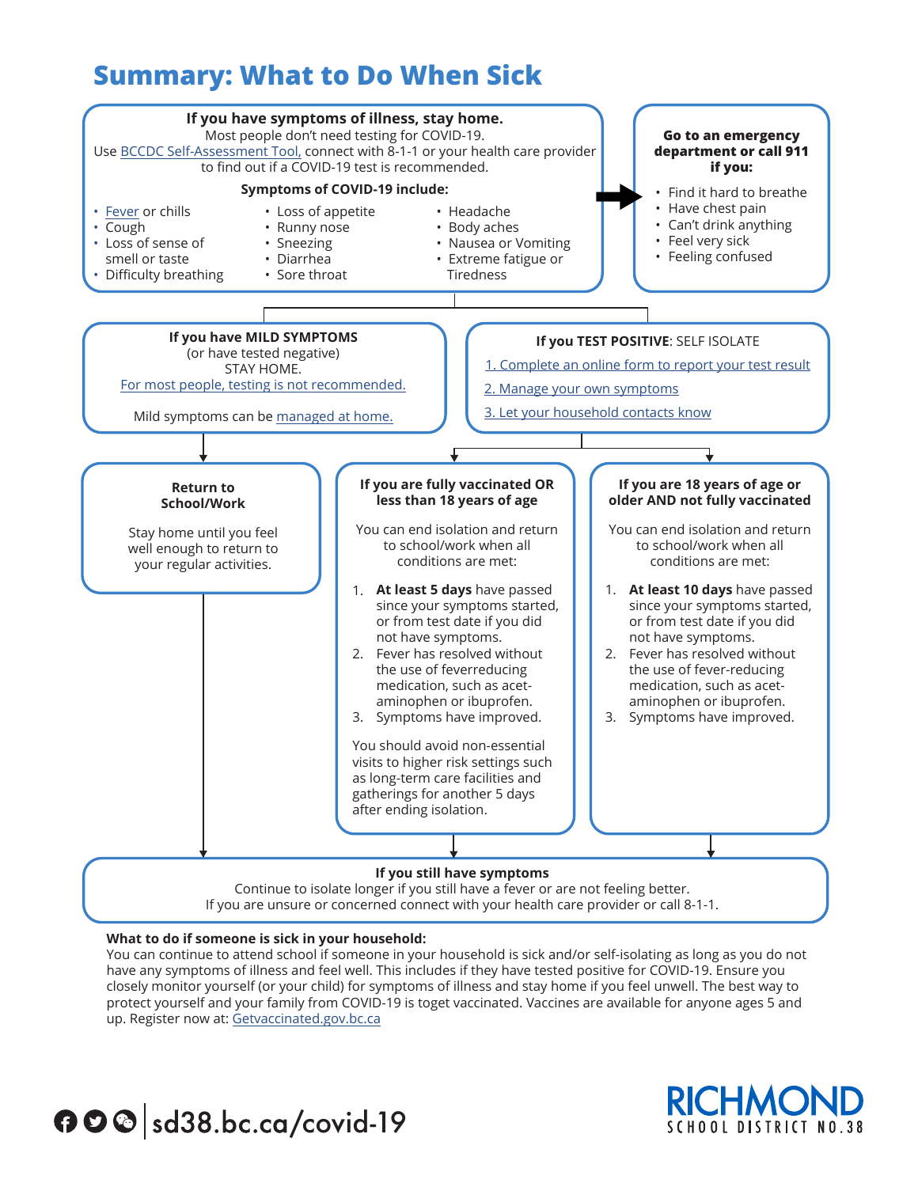# Summary: What to Do When Sick

**If you have symptoms of illness, stay home.**

Most people don't need testing for COVID-19.
Use BCCDC Self-Assessment Tool, connect with 8-1-1 or your health care provider to find out if a COVID-19 test is recommended.

**Symptoms of COVID-19 include:**

- Fever or chills
- Cough
- Loss of sense of smell or taste
- Difficulty breathing
- Loss of appetite
- Runny nose
- Sneezing
- Diarrhea
- Sore throat
- Headache
- Body aches
- Nausea or Vomiting
- Extreme fatigue or Tiredness

**Go to an emergency department or call 911 if you:**

- Find it hard to breathe
- Have chest pain
- Can't drink anything
- Feel very sick
- Feeling confused

**If you have MILD SYMPTOMS**
(or have tested negative)
STAY HOME.
For most people, testing is not recommended.

Mild symptoms can be managed at home.

**If you TEST POSITIVE**: SELF ISOLATE

1. Complete an online form to report your test result
2. Manage your own symptoms
3. Let your household contacts know

**Return to School/Work**

Stay home until you feel well enough to return to your regular activities.

**If you are fully vaccinated OR less than 18 years of age**

You can end isolation and return to school/work when all conditions are met:

1. **At least 5 days** have passed since your symptoms started, or from test date if you did not have symptoms.
2. Fever has resolved without the use of feverreducing medication, such as acet-aminophen or ibuprofen.
3. Symptoms have improved.

You should avoid non-essential visits to higher risk settings such as long-term care facilities and gatherings for another 5 days after ending isolation.

**If you are 18 years of age or older AND not fully vaccinated**

You can end isolation and return to school/work when all conditions are met:

1. **At least 10 days** have passed since your symptoms started, or from test date if you did not have symptoms.
2. Fever has resolved without the use of fever-reducing medication, such as acet-aminophen or ibuprofen.
3. Symptoms have improved.

**If you still have symptoms**

Continue to isolate longer if you still have a fever or are not feeling better.
If you are unsure or concerned connect with your health care provider or call 8-1-1.

**What to do if someone is sick in your household:**

You can continue to attend school if someone in your household is sick and/or self-isolating as long as you do not have any symptoms of illness and feel well. This includes if they have tested positive for COVID-19. Ensure you closely monitor yourself (or your child) for symptoms of illness and stay home if you feel unwell. The best way to protect yourself and your family from COVID-19 is toget vaccinated. Vaccines are available for anyone ages 5 and up. Register now at: Getvaccinated.gov.bc.ca

sd38.bc.ca/covid-19

RICHMOND SCHOOL DISTRICT NO.38